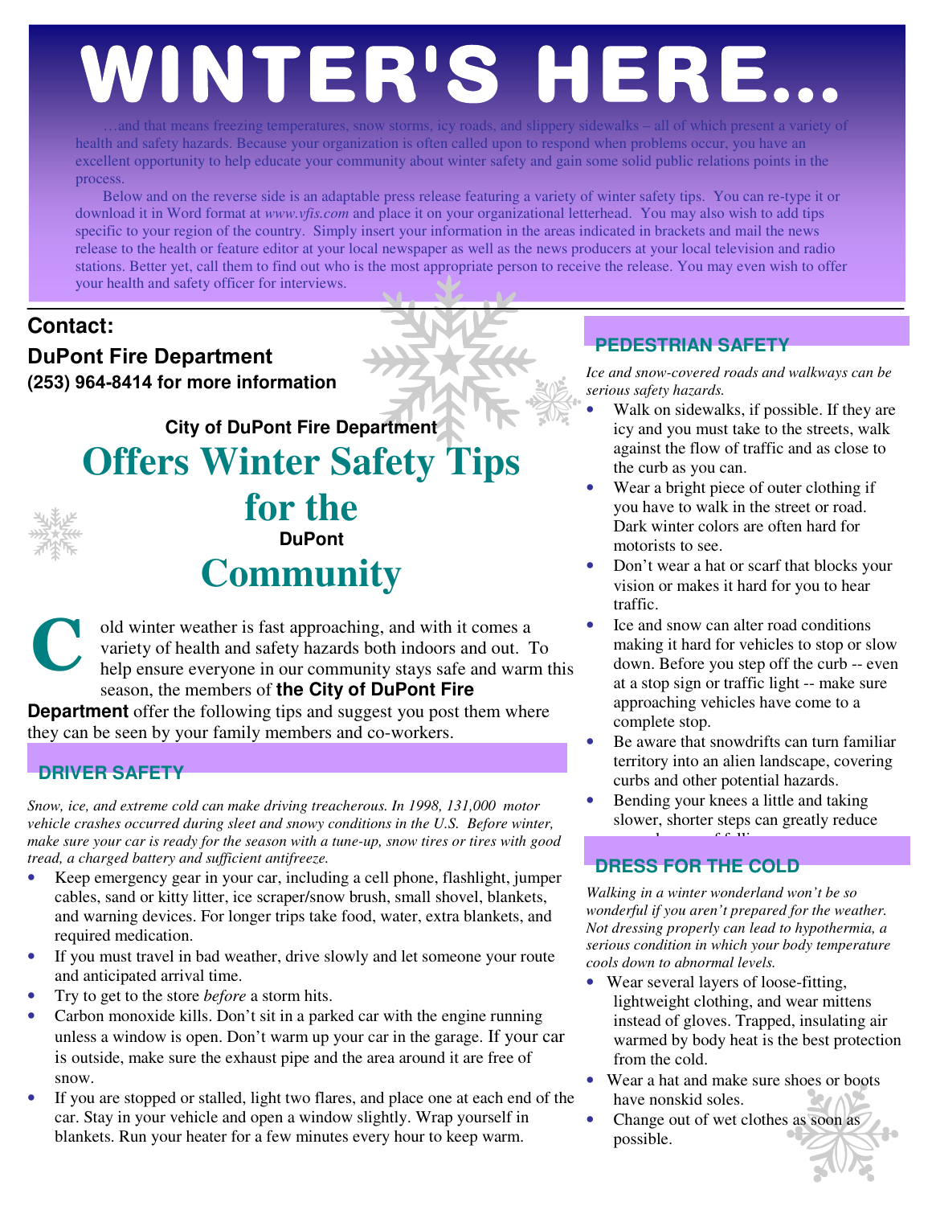# WINTER'S HERE…

…and that means freezing temperatures, snow storms, icy roads, and slippery sidewalks – all of which present a variety of health and safety hazards. Because your organization is often called upon to respond when problems occur, you have an excellent opportunity to help educate your community about winter safety and gain some solid public relations points in the process.

Below and on the reverse side is an adaptable press release featuring a variety of winter safety tips. You can re-type it or download it in Word format at *www.vfis.com* and place it on your organizational letterhead. You may also wish to add tips specific to your region of the country. Simply insert your information in the areas indicated in brackets and mail the news release to the health or feature editor at your local newspaper as well as the news producers at your local television and radio stations. Better yet, call them to find out who is the most appropriate person to receive the release. You may even wish to offer your health and safety officer for interviews.

---

**Contact:**

**DuPont Fire Department**

**(253) 964-8414 for more information**

**City of DuPont Fire Department**

## Offers Winter Safety Tips for the DuPont Community

Cold winter weather is fast approaching, and with it comes a variety of health and safety hazards both indoors and out. To help ensure everyone in our community stays safe and warm this season, the members of **the City of DuPont Fire Department** offer the following tips and suggest you post them where they can be seen by your family members and co-workers.

### DRIVER SAFETY

*Snow, ice, and extreme cold can make driving treacherous. In 1998, 131,000 motor vehicle crashes occurred during sleet and snowy conditions in the U.S. Before winter, make sure your car is ready for the season with a tune-up, snow tires or tires with good tread, a charged battery and sufficient antifreeze.*

- Keep emergency gear in your car, including a cell phone, flashlight, jumper cables, sand or kitty litter, ice scraper/snow brush, small shovel, blankets, and warning devices. For longer trips take food, water, extra blankets, and required medication.
- If you must travel in bad weather, drive slowly and let someone your route and anticipated arrival time.
- Try to get to the store *before* a storm hits.
- Carbon monoxide kills. Don't sit in a parked car with the engine running unless a window is open. Don't warm up your car in the garage. If your car is outside, make sure the exhaust pipe and the area around it are free of snow.
- If you are stopped or stalled, light two flares, and place one at each end of the car. Stay in your vehicle and open a window slightly. Wrap yourself in blankets. Run your heater for a few minutes every hour to keep warm.

### PEDESTRIAN SAFETY

*Ice and snow-covered roads and walkways can be serious safety hazards.*

- Walk on sidewalks, if possible. If they are icy and you must take to the streets, walk against the flow of traffic and as close to the curb as you can.
- Wear a bright piece of outer clothing if you have to walk in the street or road. Dark winter colors are often hard for motorists to see.
- Don't wear a hat or scarf that blocks your vision or makes it hard for you to hear traffic.
- Ice and snow can alter road conditions making it hard for vehicles to stop or slow down. Before you step off the curb -- even at a stop sign or traffic light -- make sure approaching vehicles have come to a complete stop.
- Be aware that snowdrifts can turn familiar territory into an alien landscape, covering curbs and other potential hazards.
- Bending your knees a little and taking slower, shorter steps can greatly reduce

### DRESS FOR THE COLD

*Walking in a winter wonderland won't be so wonderful if you aren't prepared for the weather. Not dressing properly can lead to hypothermia, a serious condition in which your body temperature cools down to abnormal levels.*

- Wear several layers of loose-fitting, lightweight clothing, and wear mittens instead of gloves. Trapped, insulating air warmed by body heat is the best protection from the cold.
- Wear a hat and make sure shoes or boots have nonskid soles.
- Change out of wet clothes as soon as possible.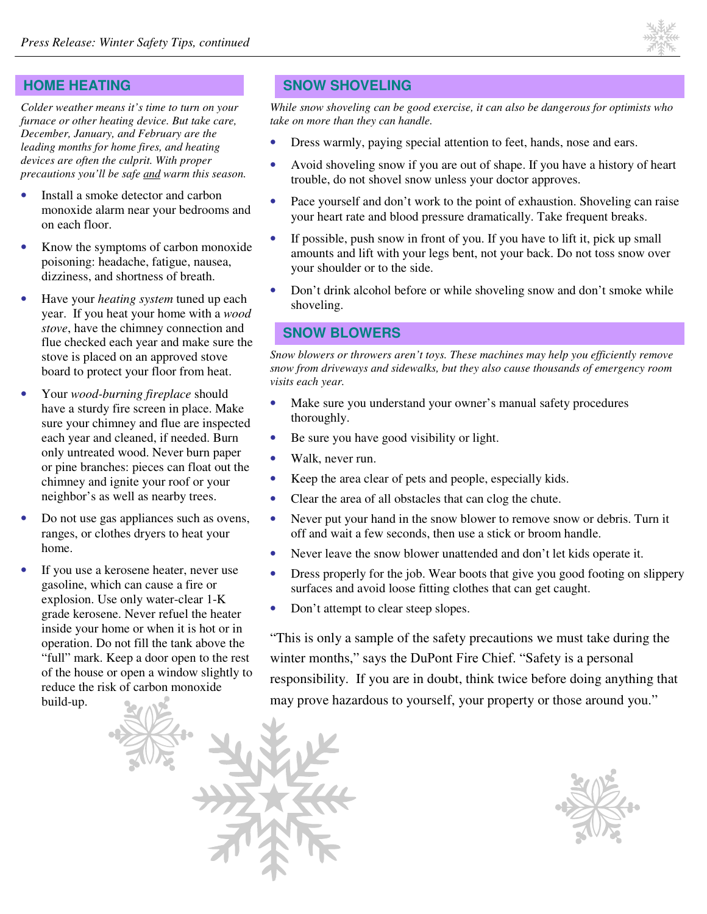## HOME HEATING

*Colder weather means it's time to turn on your furnace or other heating device. But take care, December, January, and February are the leading months for home fires, and heating devices are often the culprit. With proper precautions you'll be safe* <u>*and*</u> *warm this season.*

- Install a smoke detector and carbon monoxide alarm near your bedrooms and on each floor.
- Know the symptoms of carbon monoxide poisoning: headache, fatigue, nausea, dizziness, and shortness of breath.
- Have your *heating system* tuned up each year. If you heat your home with a *wood stove*, have the chimney connection and flue checked each year and make sure the stove is placed on an approved stove board to protect your floor from heat.
- Your *wood-burning fireplace* should have a sturdy fire screen in place. Make sure your chimney and flue are inspected each year and cleaned, if needed. Burn only untreated wood. Never burn paper or pine branches: pieces can float out the chimney and ignite your roof or your neighbor's as well as nearby trees.
- Do not use gas appliances such as ovens, ranges, or clothes dryers to heat your home.
- If you use a kerosene heater, never use gasoline, which can cause a fire or explosion. Use only water-clear 1-K grade kerosene. Never refuel the heater inside your home or when it is hot or in operation. Do not fill the tank above the "full" mark. Keep a door open to the rest of the house or open a window slightly to reduce the risk of carbon monoxide build-up.

## SNOW SHOVELING

*While snow shoveling can be good exercise, it can also be dangerous for optimists who take on more than they can handle.*

- Dress warmly, paying special attention to feet, hands, nose and ears.
- Avoid shoveling snow if you are out of shape. If you have a history of heart trouble, do not shovel snow unless your doctor approves.
- Pace yourself and don't work to the point of exhaustion. Shoveling can raise your heart rate and blood pressure dramatically. Take frequent breaks.
- If possible, push snow in front of you. If you have to lift it, pick up small amounts and lift with your legs bent, not your back. Do not toss snow over your shoulder or to the side.
- Don't drink alcohol before or while shoveling snow and don't smoke while shoveling.

## SNOW BLOWERS

*Snow blowers or throwers aren't toys. These machines may help you efficiently remove snow from driveways and sidewalks, but they also cause thousands of emergency room visits each year.*

- Make sure you understand your owner's manual safety procedures thoroughly.
- Be sure you have good visibility or light.
- Walk, never run.
- Keep the area clear of pets and people, especially kids.
- Clear the area of all obstacles that can clog the chute.
- Never put your hand in the snow blower to remove snow or debris. Turn it off and wait a few seconds, then use a stick or broom handle.
- Never leave the snow blower unattended and don't let kids operate it.
- Dress properly for the job. Wear boots that give you good footing on slippery surfaces and avoid loose fitting clothes that can get caught.
- Don't attempt to clear steep slopes.

"This is only a sample of the safety precautions we must take during the winter months," says the DuPont Fire Chief. "Safety is a personal responsibility. If you are in doubt, think twice before doing anything that may prove hazardous to yourself, your property or those around you."